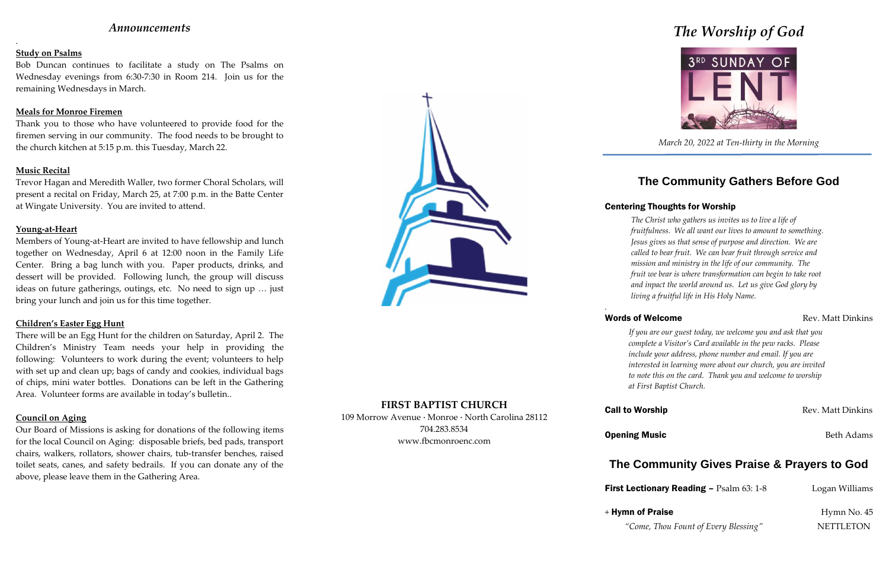## *Announcements*

.

**Study on Psalms**

Bob Duncan continues to facilitate a study on The Psalms on Wednesday evenings from 6:30-7:30 in Room 214. Join us for the remaining Wednesdays in March.

**Meals for Monroe Firemen**

Thank you to those who have volunteered to provide food for the firemen serving in our community. The food needs to be brought to the church kitchen at 5:15 p.m. this Tuesday, March 22.

**Music Recital**

Trevor Hagan and Meredith Waller, two former Choral Scholars, will present a recital on Friday, March 25, at 7:00 p.m. in the Batte Center at Wingate University. You are invited to attend.

**Young-at-Heart**

Members of Young-at-Heart are invited to have fellowship and lunch together on Wednesday, April 6 at 12:00 noon in the Family Life Center. Bring a bag lunch with you. Paper products, drinks, and dessert will be provided. Following lunch, the group will discuss ideas on future gatherings, outings, etc. No need to sign up … just bring your lunch and join us for this time together.

**Children's Easter Egg Hunt**

There will be an Egg Hunt for the children on Saturday, April 2. The Children's Ministry Team needs your help in providing the following: Volunteers to work during the event; volunteers to help with set up and clean up; bags of candy and cookies, individual bags of chips, mini water bottles. Donations can be left in the Gathering Area. Volunteer forms are available in today's bulletin..

**Council on Aging**

Our Board of Missions is asking for donations of the following items for the local Council on Aging: disposable briefs, bed pads, transport chairs, walkers, rollators, shower chairs, tub-transfer benches, raised toilet seats, canes, and safety bedrails. If you can donate any of the above, please leave them in the Gathering Area.

**FIRST BAPTIST CHURCH**

109 Morrow Avenue · Monroe · North Carolina 28112
704.283.8534
www.fbcmonroenc.com

# *The Worship of God*

3RD SUNDAY OF LENT

*March 20, 2022 at Ten-thirty in the Morning*

## The Community Gathers Before God

**Centering Thoughts for Worship**

*The Christ who gathers us invites us to live a life of fruitfulness. We all want our lives to amount to something. Jesus gives us that sense of purpose and direction. We are called to bear fruit. We can bear fruit through service and mission and ministry in the life of our community. The fruit we bear is where transformation can begin to take root and impact the world around us. Let us give God glory by living a fruitful life in His Holy Name.*

.

**Words of Welcome** — Rev. Matt Dinkins

*If you are our guest today, we welcome you and ask that you complete a Visitor's Card available in the pew racks. Please include your address, phone number and email. If you are interested in learning more about our church, you are invited to note this on the card. Thank you and welcome to worship at First Baptist Church.*

**Call to Worship** — Rev. Matt Dinkins

**Opening Music** — Beth Adams

## The Community Gives Praise & Prayers to God

**First Lectionary Reading –** Psalm 63: 1-8 — Logan Williams

+ **Hymn of Praise** — Hymn No. 45
*"Come, Thou Fount of Every Blessing"* — NETTLETON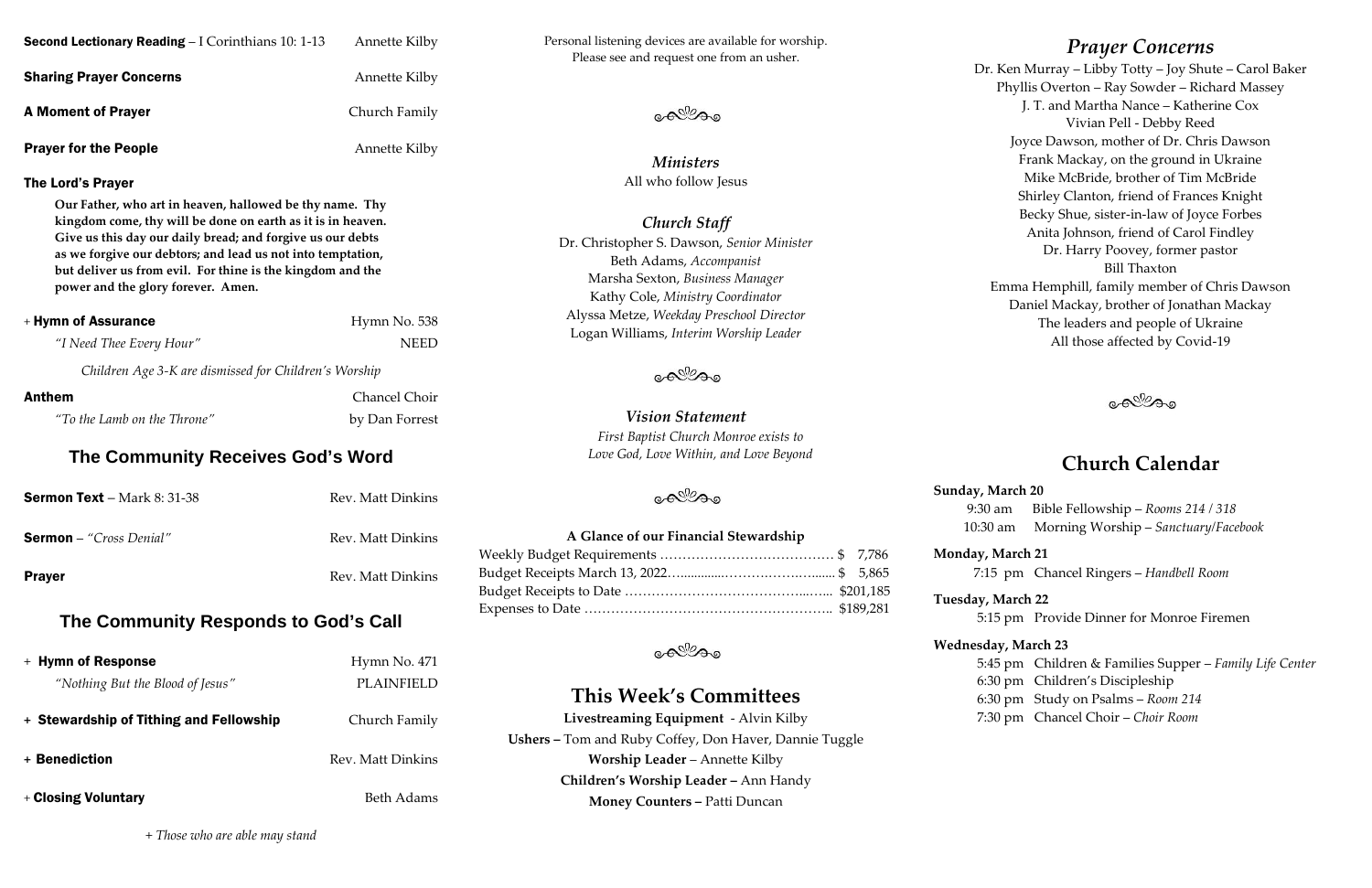**Second Lectionary Reading** – I Corinthians 10: 1-13 Annette Kilby

**Sharing Prayer Concerns** Annette Kilby

**A Moment of Prayer** Church Family

**Prayer for the People** Annette Kilby

**The Lord's Prayer**

**Our Father, who art in heaven, hallowed be thy name. Thy kingdom come, thy will be done on earth as it is in heaven. Give us this day our daily bread; and forgive us our debts as we forgive our debtors; and lead us not into temptation, but deliver us from evil. For thine is the kingdom and the power and the glory forever. Amen.**

+ **Hymn of Assurance** Hymn No. 538

*"I Need Thee Every Hour"* NEED

*Children Age 3-K are dismissed for Children's Worship*

**Anthem** Chancel Choir

*"To the Lamb on the Throne"* by Dan Forrest

## The Community Receives God's Word

**Sermon Text** – Mark 8: 31-38 Rev. Matt Dinkins

**Sermon** – *"Cross Denial"* Rev. Matt Dinkins

**Prayer** Rev. Matt Dinkins

## The Community Responds to God's Call

+ **Hymn of Response** Hymn No. 471

*"Nothing But the Blood of Jesus"* PLAINFIELD

+ **Stewardship of Tithing and Fellowship** Church Family

+ **Benediction** Rev. Matt Dinkins

+ **Closing Voluntary** Beth Adams

*+ Those who are able may stand*

Personal listening devices are available for worship. Please see and request one from an usher.

### *Ministers*

All who follow Jesus

### *Church Staff*

Dr. Christopher S. Dawson, *Senior Minister*
Beth Adams, *Accompanist*
Marsha Sexton, *Business Manager*
Kathy Cole, *Ministry Coordinator*
Alyssa Metze, *Weekday Preschool Director*
Logan Williams, *Interim Worship Leader*

### *Vision Statement*

*First Baptist Church Monroe exists to Love God, Love Within, and Love Beyond*

### A Glance of our Financial Stewardship

| | |
|---|---|
| Weekly Budget Requirements | $ 7,786 |
| Budget Receipts March 13, 2022 | $ 5,865 |
| Budget Receipts to Date | $201,185 |
| Expenses to Date | $189,281 |

## This Week's Committees

**Livestreaming Equipment** - Alvin Kilby
**Ushers –** Tom and Ruby Coffey, Don Haver, Dannie Tuggle
**Worship Leader** – Annette Kilby
**Children's Worship Leader –** Ann Handy
**Money Counters –** Patti Duncan

## *Prayer Concerns*

Dr. Ken Murray – Libby Totty – Joy Shute – Carol Baker
Phyllis Overton – Ray Sowder – Richard Massey
J. T. and Martha Nance – Katherine Cox
Vivian Pell - Debby Reed
Joyce Dawson, mother of Dr. Chris Dawson
Frank Mackay, on the ground in Ukraine
Mike McBride, brother of Tim McBride
Shirley Clanton, friend of Frances Knight
Becky Shue, sister-in-law of Joyce Forbes
Anita Johnson, friend of Carol Findley
Dr. Harry Poovey, former pastor
Bill Thaxton
Emma Hemphill, family member of Chris Dawson
Daniel Mackay, brother of Jonathan Mackay
The leaders and people of Ukraine
All those affected by Covid-19

## Church Calendar

**Sunday, March 20**
9:30 am Bible Fellowship – *Rooms 214 / 318*
10:30 am Morning Worship – *Sanctuary/Facebook*

**Monday, March 21**
7:15 pm Chancel Ringers – *Handbell Room*

**Tuesday, March 22**
5:15 pm Provide Dinner for Monroe Firemen

**Wednesday, March 23**
5:45 pm Children & Families Supper – *Family Life Center*
6:30 pm Children's Discipleship
6:30 pm Study on Psalms – *Room 214*
7:30 pm Chancel Choir – *Choir Room*